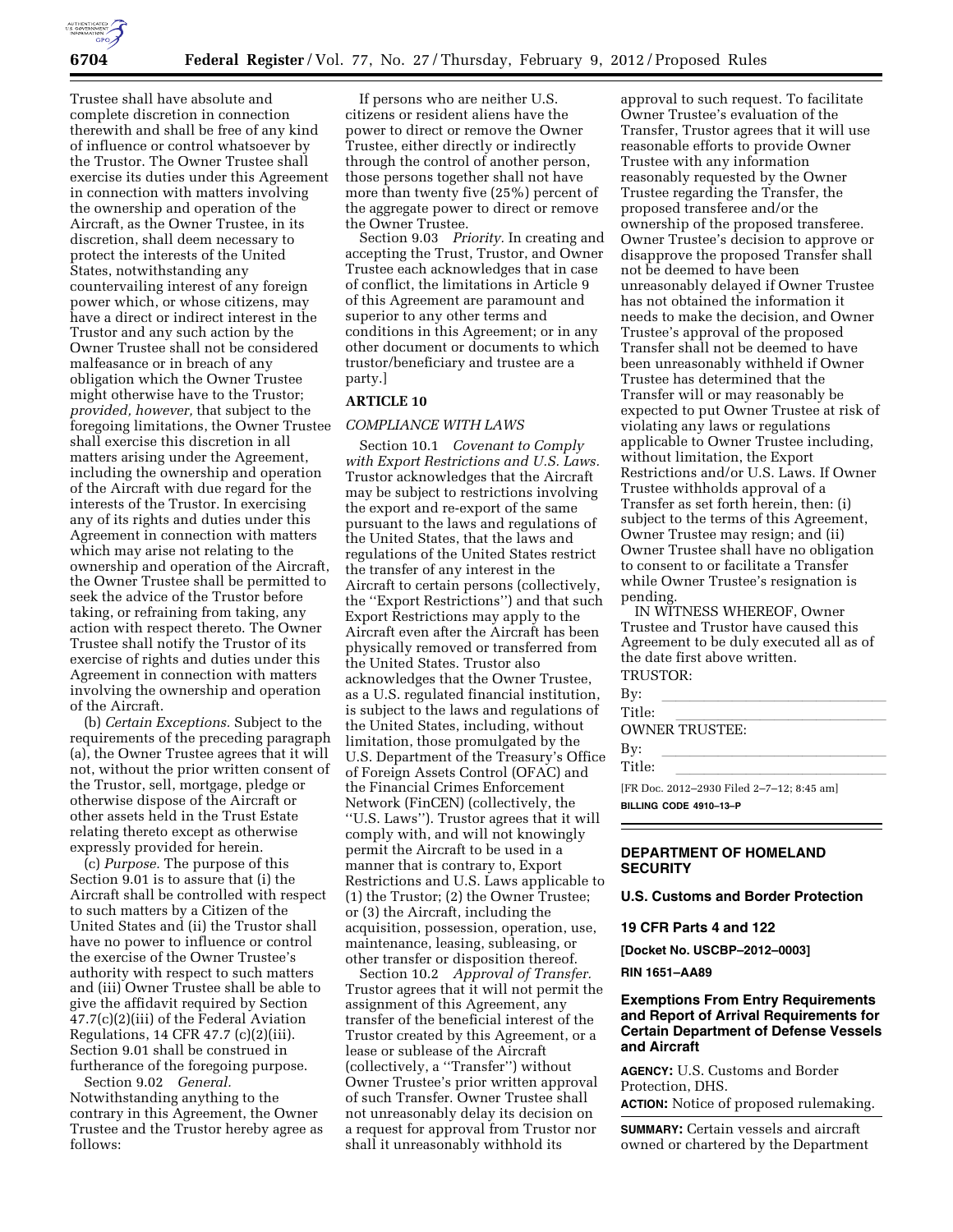Trustee shall have absolute and complete discretion in connection therewith and shall be free of any kind of influence or control whatsoever by the Trustor. The Owner Trustee shall exercise its duties under this Agreement in connection with matters involving the ownership and operation of the Aircraft, as the Owner Trustee, in its discretion, shall deem necessary to protect the interests of the United States, notwithstanding any countervailing interest of any foreign power which, or whose citizens, may have a direct or indirect interest in the Trustor and any such action by the Owner Trustee shall not be considered malfeasance or in breach of any obligation which the Owner Trustee might otherwise have to the Trustor; *provided, however,* that subject to the foregoing limitations, the Owner Trustee shall exercise this discretion in all matters arising under the Agreement, including the ownership and operation of the Aircraft with due regard for the interests of the Trustor. In exercising any of its rights and duties under this Agreement in connection with matters which may arise not relating to the ownership and operation of the Aircraft, the Owner Trustee shall be permitted to seek the advice of the Trustor before taking, or refraining from taking, any action with respect thereto. The Owner Trustee shall notify the Trustor of its exercise of rights and duties under this Agreement in connection with matters involving the ownership and operation of the Aircraft.

(b) *Certain Exceptions.* Subject to the requirements of the preceding paragraph (a), the Owner Trustee agrees that it will not, without the prior written consent of the Trustor, sell, mortgage, pledge or otherwise dispose of the Aircraft or other assets held in the Trust Estate relating thereto except as otherwise expressly provided for herein.

(c) *Purpose.* The purpose of this Section 9.01 is to assure that (i) the Aircraft shall be controlled with respect to such matters by a Citizen of the United States and (ii) the Trustor shall have no power to influence or control the exercise of the Owner Trustee's authority with respect to such matters and (iii) Owner Trustee shall be able to give the affidavit required by Section 47.7(c)(2)(iii) of the Federal Aviation Regulations, 14 CFR 47.7 (c)(2)(iii). Section 9.01 shall be construed in furtherance of the foregoing purpose.

Section 9.02 *General.* Notwithstanding anything to the contrary in this Agreement, the Owner Trustee and the Trustor hereby agree as follows:

If persons who are neither U.S. citizens or resident aliens have the power to direct or remove the Owner Trustee, either directly or indirectly through the control of another person, those persons together shall not have more than twenty five (25%) percent of the aggregate power to direct or remove the Owner Trustee.

Section 9.03 *Priority.* In creating and accepting the Trust, Trustor, and Owner Trustee each acknowledges that in case of conflict, the limitations in Article 9 of this Agreement are paramount and superior to any other terms and conditions in this Agreement; or in any other document or documents to which trustor/beneficiary and trustee are a party.]

## ARTICLE 10

### *COMPLIANCE WITH LAWS*

Section 10.1 *Covenant to Comply with Export Restrictions and U.S. Laws.* Trustor acknowledges that the Aircraft may be subject to restrictions involving the export and re-export of the same pursuant to the laws and regulations of the United States, that the laws and regulations of the United States restrict the transfer of any interest in the Aircraft to certain persons (collectively, the ''Export Restrictions'') and that such Export Restrictions may apply to the Aircraft even after the Aircraft has been physically removed or transferred from the United States. Trustor also acknowledges that the Owner Trustee, as a U.S. regulated financial institution, is subject to the laws and regulations of the United States, including, without limitation, those promulgated by the U.S. Department of the Treasury's Office of Foreign Assets Control (OFAC) and the Financial Crimes Enforcement Network (FinCEN) (collectively, the ''U.S. Laws''). Trustor agrees that it will comply with, and will not knowingly permit the Aircraft to be used in a manner that is contrary to, Export Restrictions and U.S. Laws applicable to (1) the Trustor; (2) the Owner Trustee; or (3) the Aircraft, including the acquisition, possession, operation, use, maintenance, leasing, subleasing, or other transfer or disposition thereof.

Section 10.2 *Approval of Transfer.* Trustor agrees that it will not permit the assignment of this Agreement, any transfer of the beneficial interest of the Trustor created by this Agreement, or a lease or sublease of the Aircraft (collectively, a ''Transfer'') without Owner Trustee's prior written approval of such Transfer. Owner Trustee shall not unreasonably delay its decision on a request for approval from Trustor nor shall it unreasonably withhold its approval to such request. To facilitate Owner Trustee's evaluation of the Transfer, Trustor agrees that it will use reasonable efforts to provide Owner Trustee with any information reasonably requested by the Owner Trustee regarding the Transfer, the proposed transferee and/or the ownership of the proposed transferee. Owner Trustee's decision to approve or disapprove the proposed Transfer shall not be deemed to have been unreasonably delayed if Owner Trustee has not obtained the information it needs to make the decision, and Owner Trustee's approval of the proposed Transfer shall not be deemed to have been unreasonably withheld if Owner Trustee has determined that the Transfer will or may reasonably be expected to put Owner Trustee at risk of violating any laws or regulations applicable to Owner Trustee including, without limitation, the Export Restrictions and/or U.S. Laws. If Owner Trustee withholds approval of a Transfer as set forth herein, then: (i) subject to the terms of this Agreement, Owner Trustee may resign; and (ii) Owner Trustee shall have no obligation to consent to or facilitate a Transfer while Owner Trustee's resignation is pending.

IN WITNESS WHEREOF, Owner Trustee and Trustor have caused this Agreement to be duly executed all as of the date first above written.

TRUSTOR:

By: \_\_\_\_\_\_\_\_\_\_\_\_\_\_\_\_\_\_\_\_

Title: \_\_\_\_\_\_\_\_\_\_\_\_\_\_\_\_\_\_\_\_

OWNER TRUSTEE:

By: \_\_\_\_\_\_\_\_\_\_\_\_\_\_\_\_\_\_\_\_

Title: \_\_\_\_\_\_\_\_\_\_\_\_\_\_\_\_\_\_\_\_

[FR Doc. 2012–2930 Filed 2–7–12; 8:45 am]

**BILLING CODE 4910–13–P**

---

## DEPARTMENT OF HOMELAND SECURITY

### U.S. Customs and Border Protection

### 19 CFR Parts 4 and 122

**[Docket No. USCBP–2012–0003]**

**RIN 1651–AA89**

### Exemptions From Entry Requirements and Report of Arrival Requirements for Certain Department of Defense Vessels and Aircraft

**AGENCY:** U.S. Customs and Border Protection, DHS.

**ACTION:** Notice of proposed rulemaking.

**SUMMARY:** Certain vessels and aircraft owned or chartered by the Department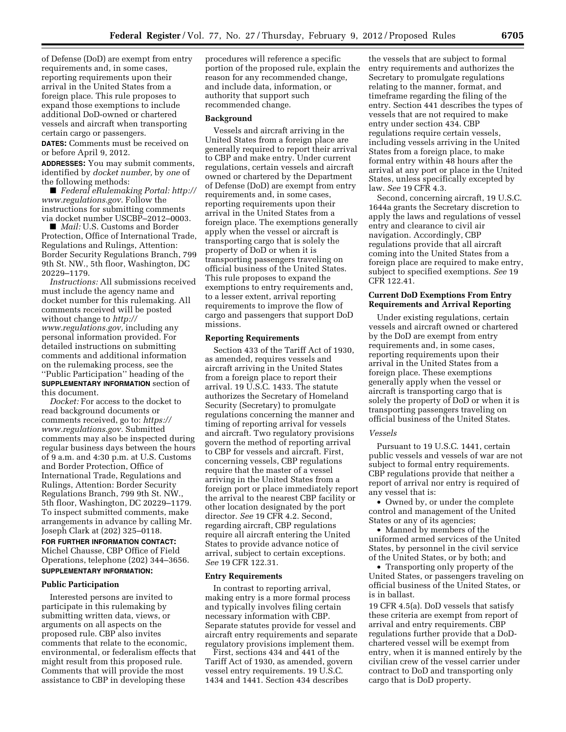of Defense (DoD) are exempt from entry requirements and, in some cases, reporting requirements upon their arrival in the United States from a foreign place. This rule proposes to expand those exemptions to include additional DoD-owned or chartered vessels and aircraft when transporting certain cargo or passengers.

**DATES:** Comments must be received on or before April 9, 2012.

**ADDRESSES:** You may submit comments, identified by *docket number,* by *one* of the following methods:

■ *Federal eRulemaking Portal: http://www.regulations.gov*. Follow the instructions for submitting comments via docket number USCBP–2012–0003.

■ *Mail:* U.S. Customs and Border Protection, Office of International Trade, Regulations and Rulings, Attention: Border Security Regulations Branch, 799 9th St. NW., 5th floor, Washington, DC 20229–1179.

*Instructions:* All submissions received must include the agency name and docket number for this rulemaking. All comments received will be posted without change to *http://www.regulations.gov,* including any personal information provided. For detailed instructions on submitting comments and additional information on the rulemaking process, see the ''Public Participation'' heading of the **SUPPLEMENTARY INFORMATION** section of this document.

*Docket:* For access to the docket to read background documents or comments received, go to: *https://www.regulations.gov.* Submitted comments may also be inspected during regular business days between the hours of 9 a.m. and 4:30 p.m. at U.S. Customs and Border Protection, Office of International Trade, Regulations and Rulings, Attention: Border Security Regulations Branch, 799 9th St. NW., 5th floor, Washington, DC 20229–1179. To inspect submitted comments, make arrangements in advance by calling Mr. Joseph Clark at (202) 325–0118.

**FOR FURTHER INFORMATION CONTACT:** Michel Chausse, CBP Office of Field Operations, telephone (202) 344–3656.

**SUPPLEMENTARY INFORMATION:**

## Public Participation

Interested persons are invited to participate in this rulemaking by submitting written data, views, or arguments on all aspects on the proposed rule. CBP also invites comments that relate to the economic, environmental, or federalism effects that might result from this proposed rule. Comments that will provide the most assistance to CBP in developing these procedures will reference a specific portion of the proposed rule, explain the reason for any recommended change, and include data, information, or authority that support such recommended change.

## Background

Vessels and aircraft arriving in the United States from a foreign place are generally required to report their arrival to CBP and make entry. Under current regulations, certain vessels and aircraft owned or chartered by the Department of Defense (DoD) are exempt from entry requirements and, in some cases, reporting requirements upon their arrival in the United States from a foreign place. The exemptions generally apply when the vessel or aircraft is transporting cargo that is solely the property of DoD or when it is transporting passengers traveling on official business of the United States. This rule proposes to expand the exemptions to entry requirements and, to a lesser extent, arrival reporting requirements to improve the flow of cargo and passengers that support DoD missions.

## Reporting Requirements

Section 433 of the Tariff Act of 1930, as amended, requires vessels and aircraft arriving in the United States from a foreign place to report their arrival. 19 U.S.C. 1433. The statute authorizes the Secretary of Homeland Security (Secretary) to promulgate regulations concerning the manner and timing of reporting arrival for vessels and aircraft. Two regulatory provisions govern the method of reporting arrival to CBP for vessels and aircraft. First, concerning vessels, CBP regulations require that the master of a vessel arriving in the United States from a foreign port or place immediately report the arrival to the nearest CBP facility or other location designated by the port director. *See* 19 CFR 4.2. Second, regarding aircraft, CBP regulations require all aircraft entering the United States to provide advance notice of arrival, subject to certain exceptions. *See* 19 CFR 122.31.

## Entry Requirements

In contrast to reporting arrival, making entry is a more formal process and typically involves filing certain necessary information with CBP. Separate statutes provide for vessel and aircraft entry requirements and separate regulatory provisions implement them.

First, sections 434 and 441 of the Tariff Act of 1930, as amended, govern vessel entry requirements. 19 U.S.C. 1434 and 1441. Section 434 describes the vessels that are subject to formal entry requirements and authorizes the Secretary to promulgate regulations relating to the manner, format, and timeframe regarding the filing of the entry. Section 441 describes the types of vessels that are not required to make entry under section 434. CBP regulations require certain vessels, including vessels arriving in the United States from a foreign place, to make formal entry within 48 hours after the arrival at any port or place in the United States, unless specifically excepted by law. *See* 19 CFR 4.3.

Second, concerning aircraft, 19 U.S.C. 1644a grants the Secretary discretion to apply the laws and regulations of vessel entry and clearance to civil air navigation. Accordingly, CBP regulations provide that all aircraft coming into the United States from a foreign place are required to make entry, subject to specified exemptions. *See* 19 CFR 122.41.

## Current DoD Exemptions From Entry Requirements and Arrival Reporting

Under existing regulations, certain vessels and aircraft owned or chartered by the DoD are exempt from entry requirements and, in some cases, reporting requirements upon their arrival in the United States from a foreign place. These exemptions generally apply when the vessel or aircraft is transporting cargo that is solely the property of DoD or when it is transporting passengers traveling on official business of the United States.

### *Vessels*

Pursuant to 19 U.S.C. 1441, certain public vessels and vessels of war are not subject to formal entry requirements. CBP regulations provide that neither a report of arrival nor entry is required of any vessel that is:

- Owned by, or under the complete control and management of the United States or any of its agencies;
- Manned by members of the uniformed armed services of the United States, by personnel in the civil service of the United States, or by both; and
- Transporting only property of the United States, or passengers traveling on official business of the United States, or is in ballast.

19 CFR 4.5(a). DoD vessels that satisfy these criteria are exempt from report of arrival and entry requirements. CBP regulations further provide that a DoD-chartered vessel will be exempt from entry, when it is manned entirely by the civilian crew of the vessel carrier under contract to DoD and transporting only cargo that is DoD property.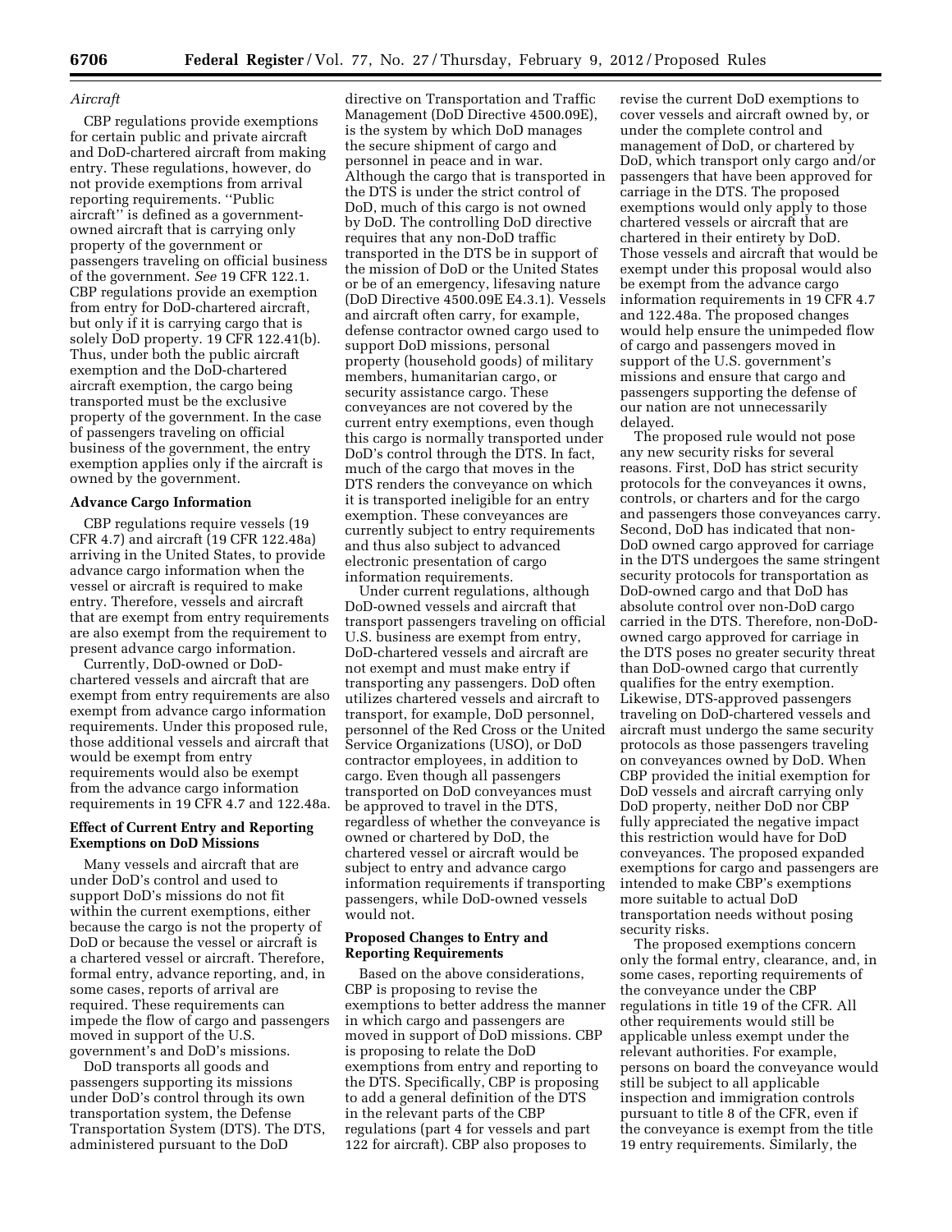*Aircraft*

CBP regulations provide exemptions for certain public and private aircraft and DoD-chartered aircraft from making entry. These regulations, however, do not provide exemptions from arrival reporting requirements. ''Public aircraft'' is defined as a government-owned aircraft that is carrying only property of the government or passengers traveling on official business of the government. *See* 19 CFR 122.1. CBP regulations provide an exemption from entry for DoD-chartered aircraft, but only if it is carrying cargo that is solely DoD property. 19 CFR 122.41(b). Thus, under both the public aircraft exemption and the DoD-chartered aircraft exemption, the cargo being transported must be the exclusive property of the government. In the case of passengers traveling on official business of the government, the entry exemption applies only if the aircraft is owned by the government.

**Advance Cargo Information**

CBP regulations require vessels (19 CFR 4.7) and aircraft (19 CFR 122.48a) arriving in the United States, to provide advance cargo information when the vessel or aircraft is required to make entry. Therefore, vessels and aircraft that are exempt from entry requirements are also exempt from the requirement to present advance cargo information.

Currently, DoD-owned or DoD-chartered vessels and aircraft that are exempt from entry requirements are also exempt from advance cargo information requirements. Under this proposed rule, those additional vessels and aircraft that would be exempt from entry requirements would also be exempt from the advance cargo information requirements in 19 CFR 4.7 and 122.48a.

**Effect of Current Entry and Reporting Exemptions on DoD Missions**

Many vessels and aircraft that are under DoD's control and used to support DoD's missions do not fit within the current exemptions, either because the cargo is not the property of DoD or because the vessel or aircraft is a chartered vessel or aircraft. Therefore, formal entry, advance reporting, and, in some cases, reports of arrival are required. These requirements can impede the flow of cargo and passengers moved in support of the U.S. government's and DoD's missions.

DoD transports all goods and passengers supporting its missions under DoD's control through its own transportation system, the Defense Transportation System (DTS). The DTS, administered pursuant to the DoD directive on Transportation and Traffic Management (DoD Directive 4500.09E), is the system by which DoD manages the secure shipment of cargo and personnel in peace and in war. Although the cargo that is transported in the DTS is under the strict control of DoD, much of this cargo is not owned by DoD. The controlling DoD directive requires that any non-DoD traffic transported in the DTS be in support of the mission of DoD or the United States or be of an emergency, lifesaving nature (DoD Directive 4500.09E E4.3.1). Vessels and aircraft often carry, for example, defense contractor owned cargo used to support DoD missions, personal property (household goods) of military members, humanitarian cargo, or security assistance cargo. These conveyances are not covered by the current entry exemptions, even though this cargo is normally transported under DoD's control through the DTS. In fact, much of the cargo that moves in the DTS renders the conveyance on which it is transported ineligible for an entry exemption. These conveyances are currently subject to entry requirements and thus also subject to advanced electronic presentation of cargo information requirements.

Under current regulations, although DoD-owned vessels and aircraft that transport passengers traveling on official U.S. business are exempt from entry, DoD-chartered vessels and aircraft are not exempt and must make entry if transporting any passengers. DoD often utilizes chartered vessels and aircraft to transport, for example, DoD personnel, personnel of the Red Cross or the United Service Organizations (USO), or DoD contractor employees, in addition to cargo. Even though all passengers transported on DoD conveyances must be approved to travel in the DTS, regardless of whether the conveyance is owned or chartered by DoD, the chartered vessel or aircraft would be subject to entry and advance cargo information requirements if transporting passengers, while DoD-owned vessels would not.

**Proposed Changes to Entry and Reporting Requirements**

Based on the above considerations, CBP is proposing to revise the exemptions to better address the manner in which cargo and passengers are moved in support of DoD missions. CBP is proposing to relate the DoD exemptions from entry and reporting to the DTS. Specifically, CBP is proposing to add a general definition of the DTS in the relevant parts of the CBP regulations (part 4 for vessels and part 122 for aircraft). CBP also proposes to revise the current DoD exemptions to cover vessels and aircraft owned by, or under the complete control and management of DoD, or chartered by DoD, which transport only cargo and/or passengers that have been approved for carriage in the DTS. The proposed exemptions would only apply to those chartered vessels or aircraft that are chartered in their entirety by DoD. Those vessels and aircraft that would be exempt under this proposal would also be exempt from the advance cargo information requirements in 19 CFR 4.7 and 122.48a. The proposed changes would help ensure the unimpeded flow of cargo and passengers moved in support of the U.S. government's missions and ensure that cargo and passengers supporting the defense of our nation are not unnecessarily delayed.

The proposed rule would not pose any new security risks for several reasons. First, DoD has strict security protocols for the conveyances it owns, controls, or charters and for the cargo and passengers those conveyances carry. Second, DoD has indicated that non-DoD owned cargo approved for carriage in the DTS undergoes the same stringent security protocols for transportation as DoD-owned cargo and that DoD has absolute control over non-DoD cargo carried in the DTS. Therefore, non-DoD-owned cargo approved for carriage in the DTS poses no greater security threat than DoD-owned cargo that currently qualifies for the entry exemption. Likewise, DTS-approved passengers traveling on DoD-chartered vessels and aircraft must undergo the same security protocols as those passengers traveling on conveyances owned by DoD. When CBP provided the initial exemption for DoD vessels and aircraft carrying only DoD property, neither DoD nor CBP fully appreciated the negative impact this restriction would have for DoD conveyances. The proposed expanded exemptions for cargo and passengers are intended to make CBP's exemptions more suitable to actual DoD transportation needs without posing security risks.

The proposed exemptions concern only the formal entry, clearance, and, in some cases, reporting requirements of the conveyance under the CBP regulations in title 19 of the CFR. All other requirements would still be applicable unless exempt under the relevant authorities. For example, persons on board the conveyance would still be subject to all applicable inspection and immigration controls pursuant to title 8 of the CFR, even if the conveyance is exempt from the title 19 entry requirements. Similarly, the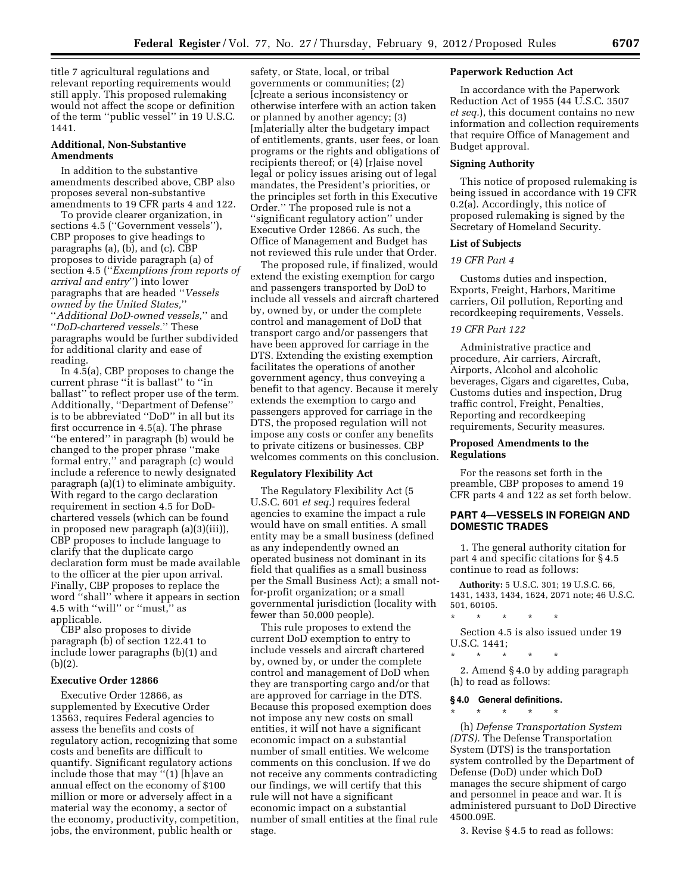title 7 agricultural regulations and relevant reporting requirements would still apply. This proposed rulemaking would not affect the scope or definition of the term ''public vessel'' in 19 U.S.C. 1441.

### Additional, Non-Substantive Amendments

In addition to the substantive amendments described above, CBP also proposes several non-substantive amendments to 19 CFR parts 4 and 122.

To provide clearer organization, in sections 4.5 (''Government vessels''), CBP proposes to give headings to paragraphs (a), (b), and (c). CBP proposes to divide paragraph (a) of section 4.5 (''*Exemptions from reports of arrival and entry*'') into lower paragraphs that are headed ''*Vessels owned by the United States,*'' ''*Additional DoD-owned vessels,*'' and ''*DoD-chartered vessels.*'' These paragraphs would be further subdivided for additional clarity and ease of reading.

In 4.5(a), CBP proposes to change the current phrase ''it is ballast'' to ''in ballast'' to reflect proper use of the term. Additionally, ''Department of Defense'' is to be abbreviated ''DoD'' in all but its first occurrence in 4.5(a). The phrase ''be entered'' in paragraph (b) would be changed to the proper phrase ''make formal entry,'' and paragraph (c) would include a reference to newly designated paragraph (a)(1) to eliminate ambiguity. With regard to the cargo declaration requirement in section 4.5 for DoD-chartered vessels (which can be found in proposed new paragraph (a)(3)(iii)), CBP proposes to include language to clarify that the duplicate cargo declaration form must be made available to the officer at the pier upon arrival. Finally, CBP proposes to replace the word ''shall'' where it appears in section 4.5 with ''will'' or ''must,'' as applicable.

CBP also proposes to divide paragraph (b) of section 122.41 to include lower paragraphs (b)(1) and (b)(2).

### Executive Order 12866

Executive Order 12866, as supplemented by Executive Order 13563, requires Federal agencies to assess the benefits and costs of regulatory action, recognizing that some costs and benefits are difficult to quantify. Significant regulatory actions include those that may ''(1) [h]ave an annual effect on the economy of $100 million or more or adversely affect in a material way the economy, a sector of the economy, productivity, competition, jobs, the environment, public health or safety, or State, local, or tribal governments or communities; (2) [c]reate a serious inconsistency or otherwise interfere with an action taken or planned by another agency; (3) [m]aterially alter the budgetary impact of entitlements, grants, user fees, or loan programs or the rights and obligations of recipients thereof; or (4) [r]aise novel legal or policy issues arising out of legal mandates, the President's priorities, or the principles set forth in this Executive Order.'' The proposed rule is not a ''significant regulatory action'' under Executive Order 12866. As such, the Office of Management and Budget has not reviewed this rule under that Order.

The proposed rule, if finalized, would extend the existing exemption for cargo and passengers transported by DoD to include all vessels and aircraft chartered by, owned by, or under the complete control and management of DoD that transport cargo and/or passengers that have been approved for carriage in the DTS. Extending the existing exemption facilitates the operations of another government agency, thus conveying a benefit to that agency. Because it merely extends the exemption to cargo and passengers approved for carriage in the DTS, the proposed regulation will not impose any costs or confer any benefits to private citizens or businesses. CBP welcomes comments on this conclusion.

### Regulatory Flexibility Act

The Regulatory Flexibility Act (5 U.S.C. 601 *et seq.*) requires federal agencies to examine the impact a rule would have on small entities. A small entity may be a small business (defined as any independently owned an operated business not dominant in its field that qualifies as a small business per the Small Business Act); a small not-for-profit organization; or a small governmental jurisdiction (locality with fewer than 50,000 people).

This rule proposes to extend the current DoD exemption to entry to include vessels and aircraft chartered by, owned by, or under the complete control and management of DoD when they are transporting cargo and/or that are approved for carriage in the DTS. Because this proposed exemption does not impose any new costs on small entities, it will not have a significant economic impact on a substantial number of small entities. We welcome comments on this conclusion. If we do not receive any comments contradicting our findings, we will certify that this rule will not have a significant economic impact on a substantial number of small entities at the final rule stage.

### Paperwork Reduction Act

In accordance with the Paperwork Reduction Act of 1955 (44 U.S.C. 3507 *et seq.*), this document contains no new information and collection requirements that require Office of Management and Budget approval.

### Signing Authority

This notice of proposed rulemaking is being issued in accordance with 19 CFR 0.2(a). Accordingly, this notice of proposed rulemaking is signed by the Secretary of Homeland Security.

### List of Subjects

*19 CFR Part 4*

Customs duties and inspection, Exports, Freight, Harbors, Maritime carriers, Oil pollution, Reporting and recordkeeping requirements, Vessels.

*19 CFR Part 122*

Administrative practice and procedure, Air carriers, Aircraft, Airports, Alcohol and alcoholic beverages, Cigars and cigarettes, Cuba, Customs duties and inspection, Drug traffic control, Freight, Penalties, Reporting and recordkeeping requirements, Security measures.

### Proposed Amendments to the Regulations

For the reasons set forth in the preamble, CBP proposes to amend 19 CFR parts 4 and 122 as set forth below.

## PART 4—VESSELS IN FOREIGN AND DOMESTIC TRADES

1. The general authority citation for part 4 and specific citations for § 4.5 continue to read as follows:

**Authority:** 5 U.S.C. 301; 19 U.S.C. 66, 1431, 1433, 1434, 1624, 2071 note; 46 U.S.C. 501, 60105.

\* \* \* \* \*

Section 4.5 is also issued under 19 U.S.C. 1441;

\* \* \* \* \*

2. Amend § 4.0 by adding paragraph (h) to read as follows:

**§ 4.0 General definitions.**

\* \* \* \* \*

(h) *Defense Transportation System (DTS).* The Defense Transportation System (DTS) is the transportation system controlled by the Department of Defense (DoD) under which DoD manages the secure shipment of cargo and personnel in peace and war. It is administered pursuant to DoD Directive 4500.09E.

3. Revise § 4.5 to read as follows: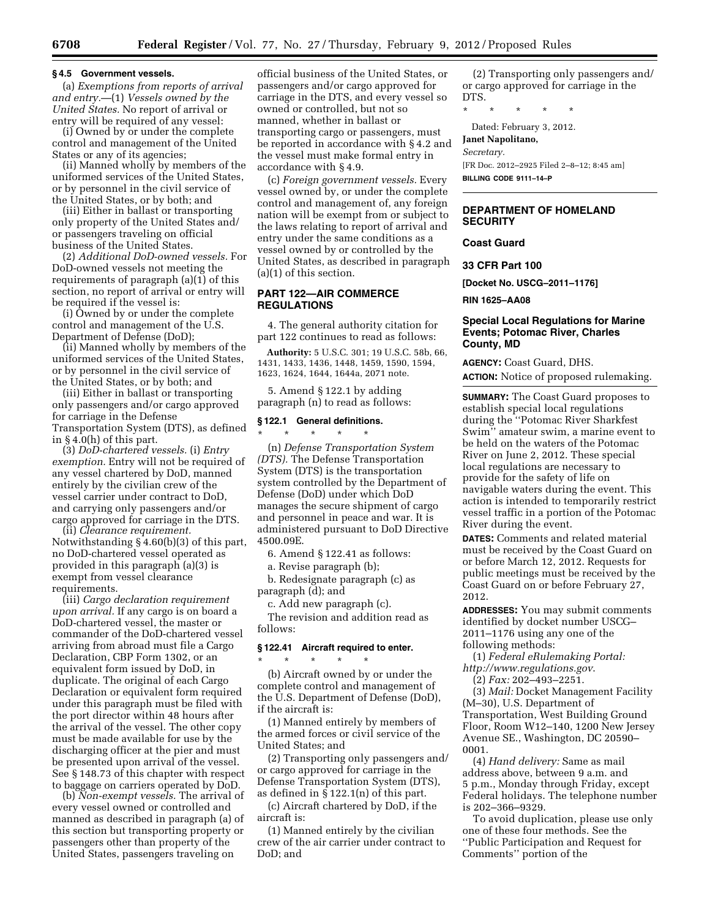### § 4.5 Government vessels.

(a) *Exemptions from reports of arrival and entry.*—(1) *Vessels owned by the United States.* No report of arrival or entry will be required of any vessel:

(i) Owned by or under the complete control and management of the United States or any of its agencies;

(ii) Manned wholly by members of the uniformed services of the United States, or by personnel in the civil service of the United States, or by both; and

(iii) Either in ballast or transporting only property of the United States and/ or passengers traveling on official business of the United States.

(2) *Additional DoD-owned vessels.* For DoD-owned vessels not meeting the requirements of paragraph (a)(1) of this section, no report of arrival or entry will be required if the vessel is:

(i) Owned by or under the complete control and management of the U.S. Department of Defense (DoD);

(ii) Manned wholly by members of the uniformed services of the United States, or by personnel in the civil service of the United States, or by both; and

(iii) Either in ballast or transporting only passengers and/or cargo approved for carriage in the Defense Transportation System (DTS), as defined in § 4.0(h) of this part.

(3) *DoD-chartered vessels.* (i) *Entry exemption.* Entry will not be required of any vessel chartered by DoD, manned entirely by the civilian crew of the vessel carrier under contract to DoD, and carrying only passengers and/or cargo approved for carriage in the DTS.

(ii) *Clearance requirement.* Notwithstanding § 4.60(b)(3) of this part, no DoD-chartered vessel operated as provided in this paragraph (a)(3) is exempt from vessel clearance requirements.

(iii) *Cargo declaration requirement upon arrival.* If any cargo is on board a DoD-chartered vessel, the master or commander of the DoD-chartered vessel arriving from abroad must file a Cargo Declaration, CBP Form 1302, or an equivalent form issued by DoD, in duplicate. The original of each Cargo Declaration or equivalent form required under this paragraph must be filed with the port director within 48 hours after the arrival of the vessel. The other copy must be made available for use by the discharging officer at the pier and must be presented upon arrival of the vessel. See § 148.73 of this chapter with respect to baggage on carriers operated by DoD.

(b) *Non-exempt vessels.* The arrival of every vessel owned or controlled and manned as described in paragraph (a) of this section but transporting property or passengers other than property of the United States, passengers traveling on official business of the United States, or passengers and/or cargo approved for carriage in the DTS, and every vessel so owned or controlled, but not so manned, whether in ballast or transporting cargo or passengers, must be reported in accordance with § 4.2 and the vessel must make formal entry in accordance with § 4.9.

(c) *Foreign government vessels.* Every vessel owned by, or under the complete control and management of, any foreign nation will be exempt from or subject to the laws relating to report of arrival and entry under the same conditions as a vessel owned by or controlled by the United States, as described in paragraph (a)(1) of this section.

## PART 122—AIR COMMERCE REGULATIONS

4. The general authority citation for part 122 continues to read as follows:

**Authority:** 5 U.S.C. 301; 19 U.S.C. 58b, 66, 1431, 1433, 1436, 1448, 1459, 1590, 1594, 1623, 1624, 1644, 1644a, 2071 note.

5. Amend § 122.1 by adding paragraph (n) to read as follows:

### § 122.1 General definitions.

\* \* \* \* \*

(n) *Defense Transportation System (DTS).* The Defense Transportation System (DTS) is the transportation system controlled by the Department of Defense (DoD) under which DoD manages the secure shipment of cargo and personnel in peace and war. It is administered pursuant to DoD Directive 4500.09E.

6. Amend § 122.41 as follows:

a. Revise paragraph (b);

b. Redesignate paragraph (c) as paragraph (d); and

c. Add new paragraph (c).

The revision and addition read as follows:

### § 122.41 Aircraft required to enter.

\* \* \* \* \*

(b) Aircraft owned by or under the complete control and management of the U.S. Department of Defense (DoD), if the aircraft is:

(1) Manned entirely by members of the armed forces or civil service of the United States; and

(2) Transporting only passengers and/ or cargo approved for carriage in the Defense Transportation System (DTS), as defined in § 122.1(n) of this part.

(c) Aircraft chartered by DoD, if the aircraft is:

(1) Manned entirely by the civilian crew of the air carrier under contract to DoD; and

(2) Transporting only passengers and/ or cargo approved for carriage in the DTS.

\* \* \* \* \*

Dated: February 3, 2012.

**Janet Napolitano,**

*Secretary.*

[FR Doc. 2012–2925 Filed 2–8–12; 8:45 am]

**BILLING CODE 9111–14–P**

---

## DEPARTMENT OF HOMELAND SECURITY

### Coast Guard

### 33 CFR Part 100

**[Docket No. USCG–2011–1176]**

**RIN 1625–AA08**

### Special Local Regulations for Marine Events; Potomac River, Charles County, MD

**AGENCY:** Coast Guard, DHS.

**ACTION:** Notice of proposed rulemaking.

**SUMMARY:** The Coast Guard proposes to establish special local regulations during the ''Potomac River Sharkfest Swim'' amateur swim, a marine event to be held on the waters of the Potomac River on June 2, 2012. These special local regulations are necessary to provide for the safety of life on navigable waters during the event. This action is intended to temporarily restrict vessel traffic in a portion of the Potomac River during the event.

**DATES:** Comments and related material must be received by the Coast Guard on or before March 12, 2012. Requests for public meetings must be received by the Coast Guard on or before February 27, 2012.

**ADDRESSES:** You may submit comments identified by docket number USCG–2011–1176 using any one of the following methods:

(1) *Federal eRulemaking Portal: http://www.regulations.gov.*

(2) *Fax:* 202–493–2251.

(3) *Mail:* Docket Management Facility (M–30), U.S. Department of Transportation, West Building Ground Floor, Room W12–140, 1200 New Jersey Avenue SE., Washington, DC 20590–0001.

(4) *Hand delivery:* Same as mail address above, between 9 a.m. and 5 p.m., Monday through Friday, except Federal holidays. The telephone number is 202–366–9329.

To avoid duplication, please use only one of these four methods. See the ''Public Participation and Request for Comments'' portion of the